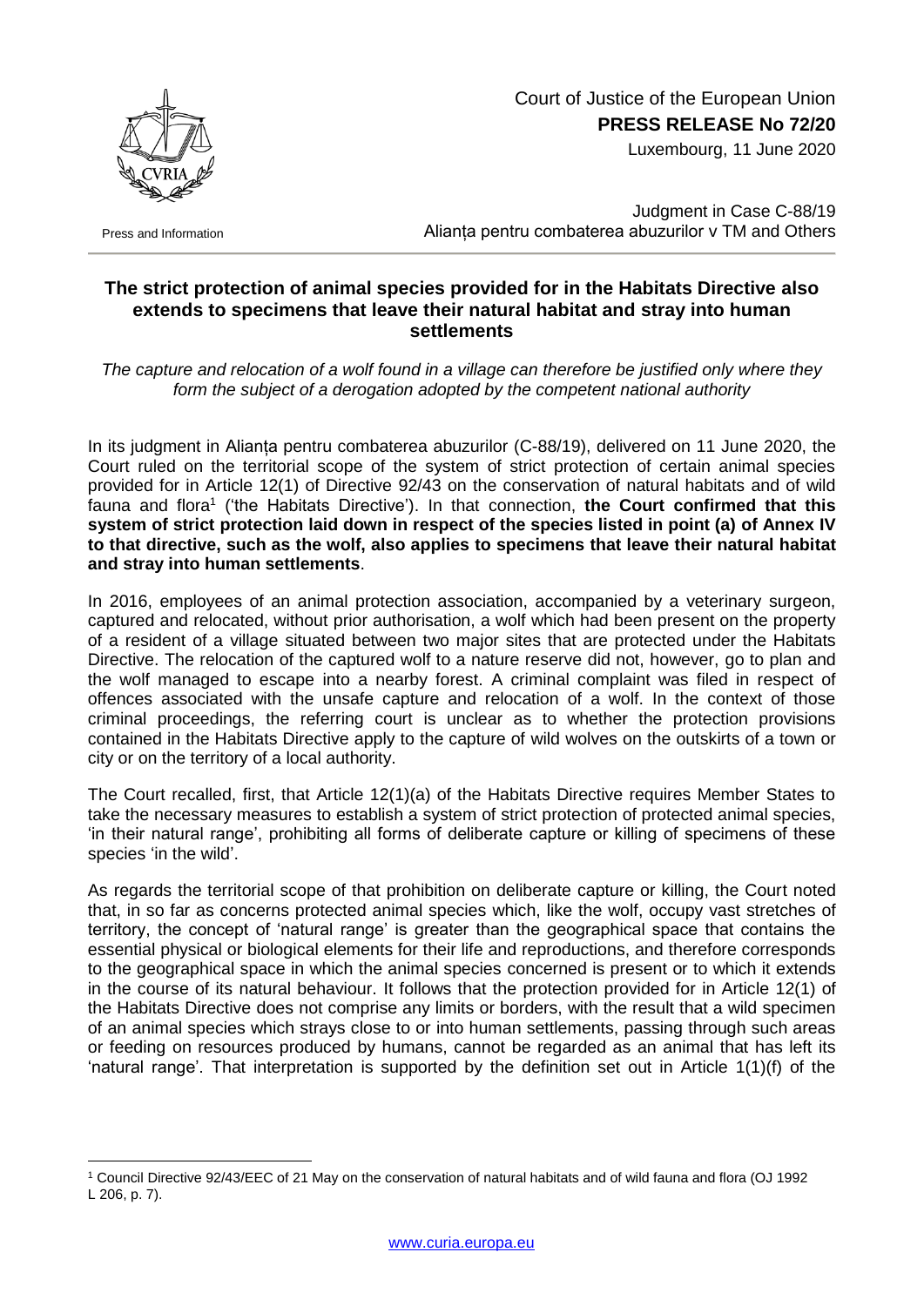Court of Justice of the European Union
**PRESS RELEASE No 72/20**
Luxembourg, 11 June 2020

Press and Information

Judgment in Case C-88/19
Alianța pentru combaterea abuzurilor v TM and Others

## The strict protection of animal species provided for in the Habitats Directive also extends to specimens that leave their natural habitat and stray into human settlements

*The capture and relocation of a wolf found in a village can therefore be justified only where they form the subject of a derogation adopted by the competent national authority*

In its judgment in Alianța pentru combaterea abuzurilor (C-88/19), delivered on 11 June 2020, the Court ruled on the territorial scope of the system of strict protection of certain animal species provided for in Article 12(1) of Directive 92/43 on the conservation of natural habitats and of wild fauna and flora[1] ('the Habitats Directive'). In that connection, **the Court confirmed that this system of strict protection laid down in respect of the species listed in point (a) of Annex IV to that directive, such as the wolf, also applies to specimens that leave their natural habitat and stray into human settlements**.

In 2016, employees of an animal protection association, accompanied by a veterinary surgeon, captured and relocated, without prior authorisation, a wolf which had been present on the property of a resident of a village situated between two major sites that are protected under the Habitats Directive. The relocation of the captured wolf to a nature reserve did not, however, go to plan and the wolf managed to escape into a nearby forest. A criminal complaint was filed in respect of offences associated with the unsafe capture and relocation of a wolf. In the context of those criminal proceedings, the referring court is unclear as to whether the protection provisions contained in the Habitats Directive apply to the capture of wild wolves on the outskirts of a town or city or on the territory of a local authority.

The Court recalled, first, that Article 12(1)(a) of the Habitats Directive requires Member States to take the necessary measures to establish a system of strict protection of protected animal species, 'in their natural range', prohibiting all forms of deliberate capture or killing of specimens of these species 'in the wild'.

As regards the territorial scope of that prohibition on deliberate capture or killing, the Court noted that, in so far as concerns protected animal species which, like the wolf, occupy vast stretches of territory, the concept of 'natural range' is greater than the geographical space that contains the essential physical or biological elements for their life and reproductions, and therefore corresponds to the geographical space in which the animal species concerned is present or to which it extends in the course of its natural behaviour. It follows that the protection provided for in Article 12(1) of the Habitats Directive does not comprise any limits or borders, with the result that a wild specimen of an animal species which strays close to or into human settlements, passing through such areas or feeding on resources produced by humans, cannot be regarded as an animal that has left its 'natural range'. That interpretation is supported by the definition set out in Article 1(1)(f) of the

[1] Council Directive 92/43/EEC of 21 May on the conservation of natural habitats and of wild fauna and flora (OJ 1992 L 206, p. 7).

www.curia.europa.eu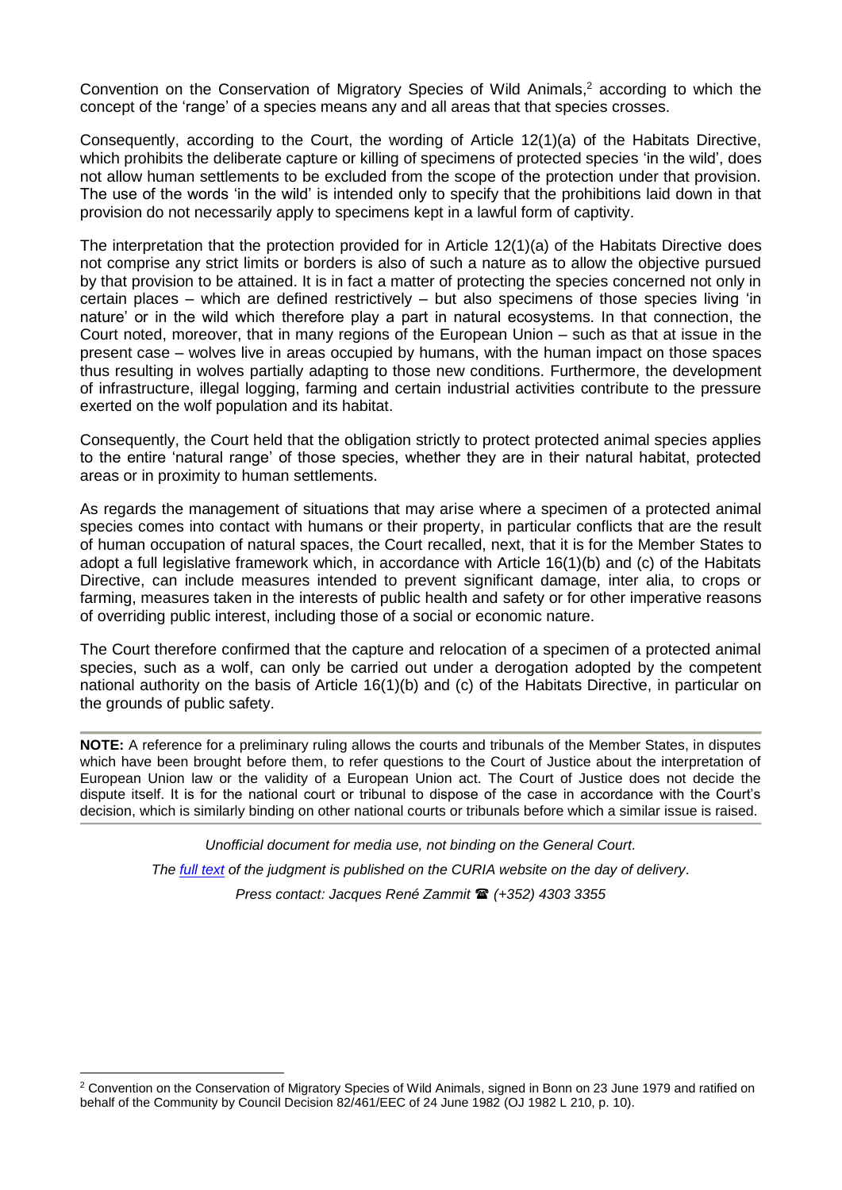Convention on the Conservation of Migratory Species of Wild Animals,[2] according to which the concept of the 'range' of a species means any and all areas that that species crosses.

Consequently, according to the Court, the wording of Article 12(1)(a) of the Habitats Directive, which prohibits the deliberate capture or killing of specimens of protected species 'in the wild', does not allow human settlements to be excluded from the scope of the protection under that provision. The use of the words 'in the wild' is intended only to specify that the prohibitions laid down in that provision do not necessarily apply to specimens kept in a lawful form of captivity.

The interpretation that the protection provided for in Article 12(1)(a) of the Habitats Directive does not comprise any strict limits or borders is also of such a nature as to allow the objective pursued by that provision to be attained. It is in fact a matter of protecting the species concerned not only in certain places – which are defined restrictively – but also specimens of those species living 'in nature' or in the wild which therefore play a part in natural ecosystems. In that connection, the Court noted, moreover, that in many regions of the European Union – such as that at issue in the present case – wolves live in areas occupied by humans, with the human impact on those spaces thus resulting in wolves partially adapting to those new conditions. Furthermore, the development of infrastructure, illegal logging, farming and certain industrial activities contribute to the pressure exerted on the wolf population and its habitat.

Consequently, the Court held that the obligation strictly to protect protected animal species applies to the entire 'natural range' of those species, whether they are in their natural habitat, protected areas or in proximity to human settlements.

As regards the management of situations that may arise where a specimen of a protected animal species comes into contact with humans or their property, in particular conflicts that are the result of human occupation of natural spaces, the Court recalled, next, that it is for the Member States to adopt a full legislative framework which, in accordance with Article 16(1)(b) and (c) of the Habitats Directive, can include measures intended to prevent significant damage, inter alia, to crops or farming, measures taken in the interests of public health and safety or for other imperative reasons of overriding public interest, including those of a social or economic nature.

The Court therefore confirmed that the capture and relocation of a specimen of a protected animal species, such as a wolf, can only be carried out under a derogation adopted by the competent national authority on the basis of Article 16(1)(b) and (c) of the Habitats Directive, in particular on the grounds of public safety.

---

**NOTE:** A reference for a preliminary ruling allows the courts and tribunals of the Member States, in disputes which have been brought before them, to refer questions to the Court of Justice about the interpretation of European Union law or the validity of a European Union act. The Court of Justice does not decide the dispute itself. It is for the national court or tribunal to dispose of the case in accordance with the Court's decision, which is similarly binding on other national courts or tribunals before which a similar issue is raised.

---

*Unofficial document for media use, not binding on the General Court.*

*The full text of the judgment is published on the CURIA website on the day of delivery.*

*Press contact: Jacques René Zammit ☎ (+352) 4303 3355*

---

[2] Convention on the Conservation of Migratory Species of Wild Animals, signed in Bonn on 23 June 1979 and ratified on behalf of the Community by Council Decision 82/461/EEC of 24 June 1982 (OJ 1982 L 210, p. 10).